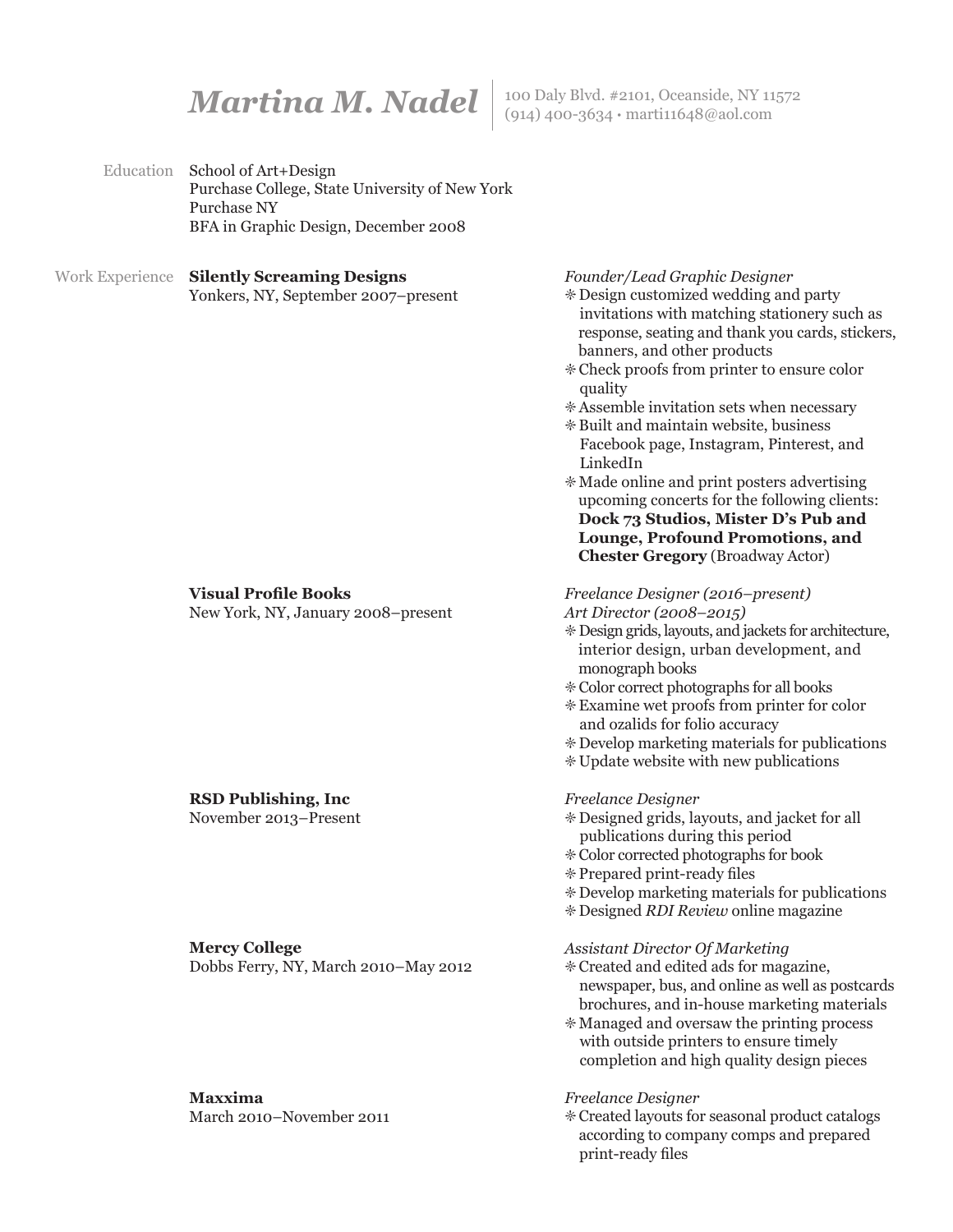# *Martina M. Nadel*

100 Daly Blvd. #2101, Oceanside, NY 11572
(914) 400-3634 • marti11648@aol.com

## Education

School of Art+Design
Purchase College, State University of New York
Purchase NY
BFA in Graphic Design, December 2008

## Work Experience

**Silently Screaming Designs**
Yonkers, NY, September 2007–present

*Founder/Lead Graphic Designer*

- Design customized wedding and party invitations with matching stationery such as response, seating and thank you cards, stickers, banners, and other products
- Check proofs from printer to ensure color quality
- Assemble invitation sets when necessary
- Built and maintain website, business Facebook page, Instagram, Pinterest, and LinkedIn
- Made online and print posters advertising upcoming concerts for the following clients: **Dock 73 Studios, Mister D's Pub and Lounge, Profound Promotions, and Chester Gregory** (Broadway Actor)

**Visual Profile Books**
New York, NY, January 2008–present

*Freelance Designer (2016–present)*
*Art Director (2008–2015)*

- Design grids, layouts, and jackets for architecture, interior design, urban development, and monograph books
- Color correct photographs for all books
- Examine wet proofs from printer for color and ozalids for folio accuracy
- Develop marketing materials for publications
- Update website with new publications

**RSD Publishing, Inc**
November 2013–Present

*Freelance Designer*

- Designed grids, layouts, and jacket for all publications during this period
- Color corrected photographs for book
- Prepared print-ready files
- Develop marketing materials for publications
- Designed *RDI Review* online magazine

**Mercy College**
Dobbs Ferry, NY, March 2010–May 2012

*Assistant Director Of Marketing*

- Created and edited ads for magazine, newspaper, bus, and online as well as postcards brochures, and in-house marketing materials
- Managed and oversaw the printing process with outside printers to ensure timely completion and high quality design pieces

**Maxxima**
March 2010–November 2011

*Freelance Designer*

- Created layouts for seasonal product catalogs according to company comps and prepared print-ready files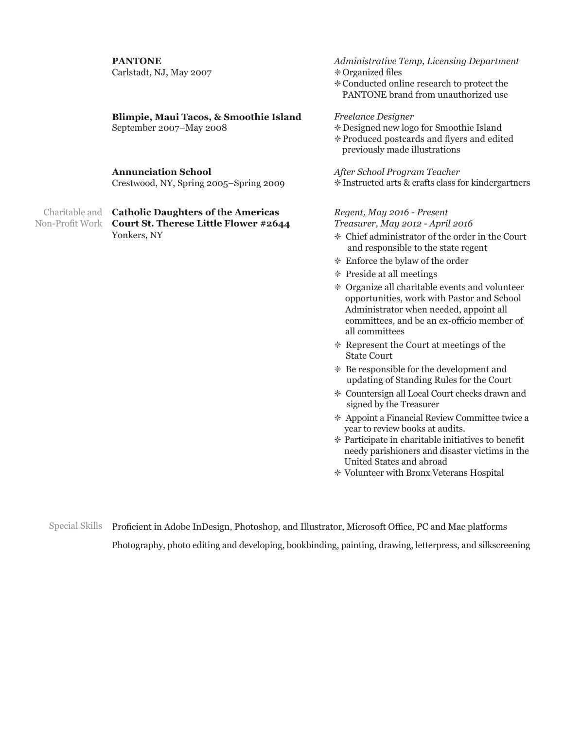**PANTONE**
Carlstadt, NJ, May 2007

*Administrative Temp, Licensing Department*

- Organized files
- Conducted online research to protect the PANTONE brand from unauthorized use

**Blimpie, Maui Tacos, & Smoothie Island**
September 2007–May 2008

*Freelance Designer*

- Designed new logo for Smoothie Island
- Produced postcards and flyers and edited previously made illustrations

**Annunciation School**
Crestwood, NY, Spring 2005–Spring 2009

*After School Program Teacher*

- Instructed arts & crafts class for kindergartners

## Charitable and Non-Profit Work

**Catholic Daughters of the Americas**
**Court St. Therese Little Flower #2644**
Yonkers, NY

*Regent, May 2016 - Present*
*Treasurer, May 2012 - April 2016*

- Chief administrator of the order in the Court and responsible to the state regent
- Enforce the bylaw of the order
- Preside at all meetings
- Organize all charitable events and volunteer opportunities, work with Pastor and School Administrator when needed, appoint all committees, and be an ex-officio member of all committees
- Represent the Court at meetings of the State Court
- Be responsible for the development and updating of Standing Rules for the Court
- Countersign all Local Court checks drawn and signed by the Treasurer
- Appoint a Financial Review Committee twice a year to review books at audits.
- Participate in charitable initiatives to benefit needy parishioners and disaster victims in the United States and abroad
- Volunteer with Bronx Veterans Hospital

## Special Skills

Proficient in Adobe InDesign, Photoshop, and Illustrator, Microsoft Office, PC and Mac platforms

Photography, photo editing and developing, bookbinding, painting, drawing, letterpress, and silkscreening